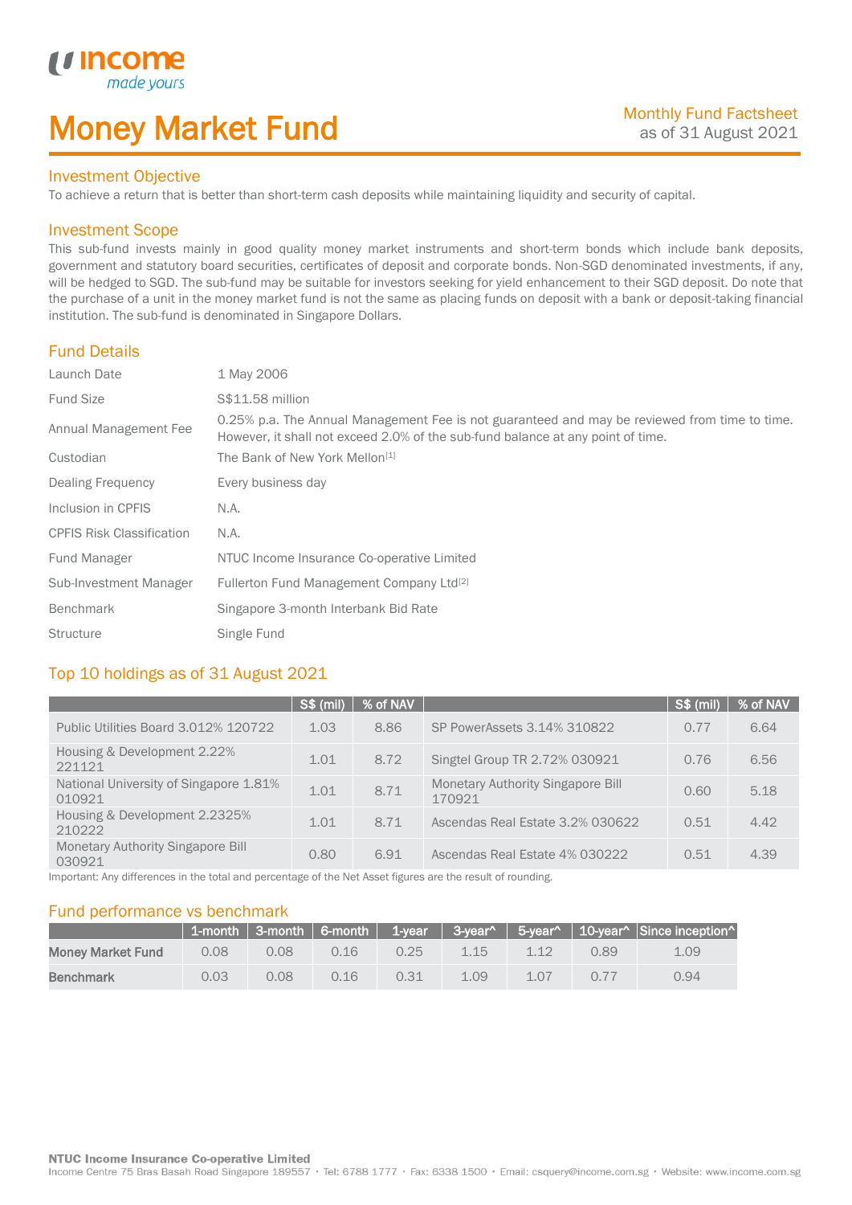# Money Market Fund

Monthly Fund Factsheet
as of 31 August 2021

## Investment Objective

To achieve a return that is better than short-term cash deposits while maintaining liquidity and security of capital.

## Investment Scope

This sub-fund invests mainly in good quality money market instruments and short-term bonds which include bank deposits, government and statutory board securities, certificates of deposit and corporate bonds. Non-SGD denominated investments, if any, will be hedged to SGD. The sub-fund may be suitable for investors seeking for yield enhancement to their SGD deposit. Do note that the purchase of a unit in the money market fund is not the same as placing funds on deposit with a bank or deposit-taking financial institution. The sub-fund is denominated in Singapore Dollars.

## Fund Details

| | |
|---|---|
| Launch Date | 1 May 2006 |
| Fund Size | S$11.58 million |
| Annual Management Fee | 0.25% p.a. The Annual Management Fee is not guaranteed and may be reviewed from time to time. However, it shall not exceed 2.0% of the sub-fund balance at any point of time. |
| Custodian | The Bank of New York Mellon[1] |
| Dealing Frequency | Every business day |
| Inclusion in CPFIS | N.A. |
| CPFIS Risk Classification | N.A. |
| Fund Manager | NTUC Income Insurance Co-operative Limited |
| Sub-Investment Manager | Fullerton Fund Management Company Ltd[2] |
| Benchmark | Singapore 3-month Interbank Bid Rate |
| Structure | Single Fund |

## Top 10 holdings as of 31 August 2021

| | S$ (mil) | % of NAV | | S$ (mil) | % of NAV |
|---|---|---|---|---|---|
| Public Utilities Board 3.012% 120722 | 1.03 | 8.86 | SP PowerAssets 3.14% 310822 | 0.77 | 6.64 |
| Housing & Development 2.22% 221121 | 1.01 | 8.72 | Singtel Group TR 2.72% 030921 | 0.76 | 6.56 |
| National University of Singapore 1.81% 010921 | 1.01 | 8.71 | Monetary Authority Singapore Bill 170921 | 0.60 | 5.18 |
| Housing & Development 2.2325% 210222 | 1.01 | 8.71 | Ascendas Real Estate 3.2% 030622 | 0.51 | 4.42 |
| Monetary Authority Singapore Bill 030921 | 0.80 | 6.91 | Ascendas Real Estate 4% 030222 | 0.51 | 4.39 |

Important: Any differences in the total and percentage of the Net Asset figures are the result of rounding.

## Fund performance vs benchmark

| | 1-month | 3-month | 6-month | 1-year | 3-year^ | 5-year^ | 10-year^ | Since inception^ |
|---|---|---|---|---|---|---|---|---|
| **Money Market Fund** | 0.08 | 0.08 | 0.16 | 0.25 | 1.15 | 1.12 | 0.89 | 1.09 |
| **Benchmark** | 0.03 | 0.08 | 0.16 | 0.31 | 1.09 | 1.07 | 0.77 | 0.94 |

**NTUC Income Insurance Co-operative Limited**
Income Centre 75 Bras Basah Road Singapore 189557 • Tel: 6788 1777 • Fax: 6338 1500 • Email: csquery@income.com.sg • Website: www.income.com.sg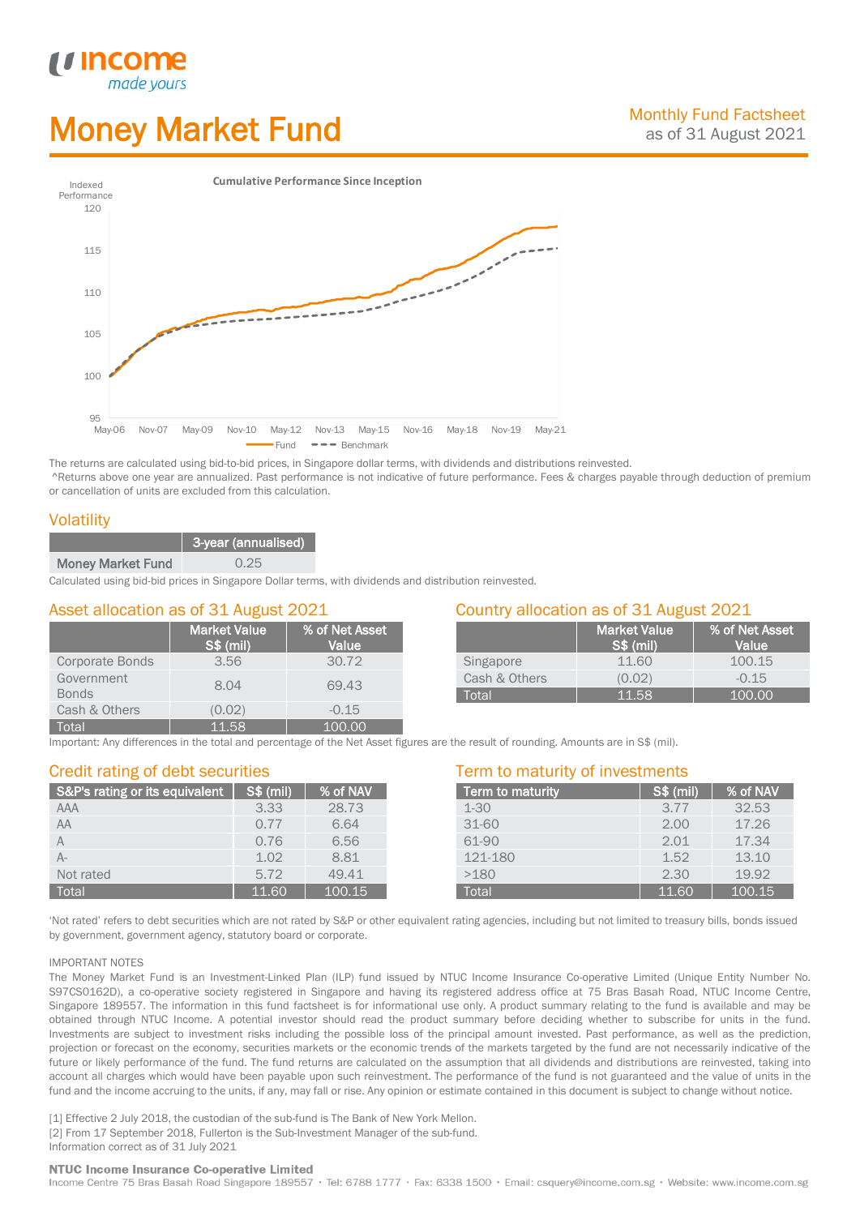# Money Market Fund

Monthly Fund Factsheet
as of 31 August 2021

Cumulative Performance Since Inception

Indexed Performance

120
115
110
105
100
95

May-06 Nov-07 May-09 Nov-10 May-12 Nov-13 May-15 Nov-16 May-18 Nov-19 May-21

Fund Benchmark

The returns are calculated using bid-to-bid prices, in Singapore dollar terms, with dividends and distributions reinvested.
^Returns above one year are annualized. Past performance is not indicative of future performance. Fees & charges payable through deduction of premium or cancellation of units are excluded from this calculation.

## Volatility

| | 3-year (annualised) |
|---|---|
| Money Market Fund | 0.25 |

Calculated using bid-bid prices in Singapore Dollar terms, with dividends and distribution reinvested.

## Asset allocation as of 31 August 2021

| | Market Value S$ (mil) | % of Net Asset Value |
|---|---|---|
| Corporate Bonds | 3.56 | 30.72 |
| Government Bonds | 8.04 | 69.43 |
| Cash & Others | (0.02) | -0.15 |
| Total | 11.58 | 100.00 |

## Country allocation as of 31 August 2021

| | Market Value S$ (mil) | % of Net Asset Value |
|---|---|---|
| Singapore | 11.60 | 100.15 |
| Cash & Others | (0.02) | -0.15 |
| Total | 11.58 | 100.00 |

Important: Any differences in the total and percentage of the Net Asset figures are the result of rounding. Amounts are in S$ (mil).

## Credit rating of debt securities

| S&P's rating or its equivalent | S$ (mil) | % of NAV |
|---|---|---|
| AAA | 3.33 | 28.73 |
| AA | 0.77 | 6.64 |
| A | 0.76 | 6.56 |
| A- | 1.02 | 8.81 |
| Not rated | 5.72 | 49.41 |
| Total | 11.60 | 100.15 |

## Term to maturity of investments

| Term to maturity | S$ (mil) | % of NAV |
|---|---|---|
| 1-30 | 3.77 | 32.53 |
| 31-60 | 2.00 | 17.26 |
| 61-90 | 2.01 | 17.34 |
| 121-180 | 1.52 | 13.10 |
| >180 | 2.30 | 19.92 |
| Total | 11.60 | 100.15 |

'Not rated' refers to debt securities which are not rated by S&P or other equivalent rating agencies, including but not limited to treasury bills, bonds issued by government, government agency, statutory board or corporate.

IMPORTANT NOTES
The Money Market Fund is an Investment-Linked Plan (ILP) fund issued by NTUC Income Insurance Co-operative Limited (Unique Entity Number No. S97CS0162D), a co-operative society registered in Singapore and having its registered address office at 75 Bras Basah Road, NTUC Income Centre, Singapore 189557. The information in this fund factsheet is for informational use only. A product summary relating to the fund is available and may be obtained through NTUC Income. A potential investor should read the product summary before deciding whether to subscribe for units in the fund. Investments are subject to investment risks including the possible loss of the principal amount invested. Past performance, as well as the prediction, projection or forecast on the economy, securities markets or the economic trends of the markets targeted by the fund are not necessarily indicative of the future or likely performance of the fund. The fund returns are calculated on the assumption that all dividends and distributions are reinvested, taking into account all charges which would have been payable upon such reinvestment. The performance of the fund is not guaranteed and the value of units in the fund and the income accruing to the units, if any, may fall or rise. Any opinion or estimate contained in this document is subject to change without notice.

[1] Effective 2 July 2018, the custodian of the sub-fund is The Bank of New York Mellon.
[2] From 17 September 2018, Fullerton is the Sub-Investment Manager of the sub-fund.
Information correct as of 31 July 2021

**NTUC Income Insurance Co-operative Limited**
Income Centre 75 Bras Basah Road Singapore 189557 • Tel: 6788 1777 • Fax: 6338 1500 • Email: csquery@income.com.sg • Website: www.income.com.sg